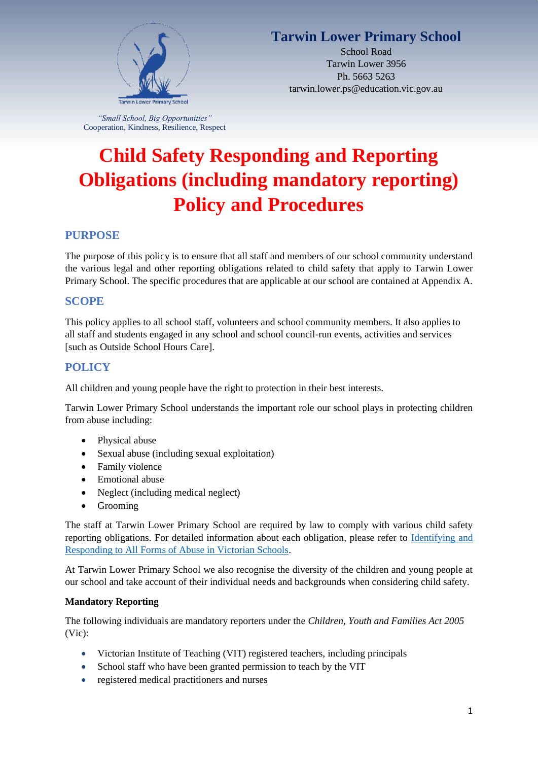**Tarwin Lower Primary School**

School Road
Tarwin Lower 3956
Ph. 5663 5263
tarwin.lower.ps@education.vic.gov.au

*"Small School, Big Opportunities"*
Cooperation, Kindness, Resilience, Respect

# Child Safety Responding and Reporting Obligations (including mandatory reporting) Policy and Procedures

## PURPOSE

The purpose of this policy is to ensure that all staff and members of our school community understand the various legal and other reporting obligations related to child safety that apply to Tarwin Lower Primary School. The specific procedures that are applicable at our school are contained at Appendix A.

## SCOPE

This policy applies to all school staff, volunteers and school community members. It also applies to all staff and students engaged in any school and school council-run events, activities and services [such as Outside School Hours Care].

## POLICY

All children and young people have the right to protection in their best interests.

Tarwin Lower Primary School understands the important role our school plays in protecting children from abuse including:

- Physical abuse
- Sexual abuse (including sexual exploitation)
- Family violence
- Emotional abuse
- Neglect (including medical neglect)
- Grooming

The staff at Tarwin Lower Primary School are required by law to comply with various child safety reporting obligations. For detailed information about each obligation, please refer to [Identifying and Responding to All Forms of Abuse in Victorian Schools](Identifying and Responding to All Forms of Abuse in Victorian Schools).

At Tarwin Lower Primary School we also recognise the diversity of the children and young people at our school and take account of their individual needs and backgrounds when considering child safety.

**Mandatory Reporting**

The following individuals are mandatory reporters under the *Children, Youth and Families Act 2005* (Vic):

- Victorian Institute of Teaching (VIT) registered teachers, including principals
- School staff who have been granted permission to teach by the VIT
- registered medical practitioners and nurses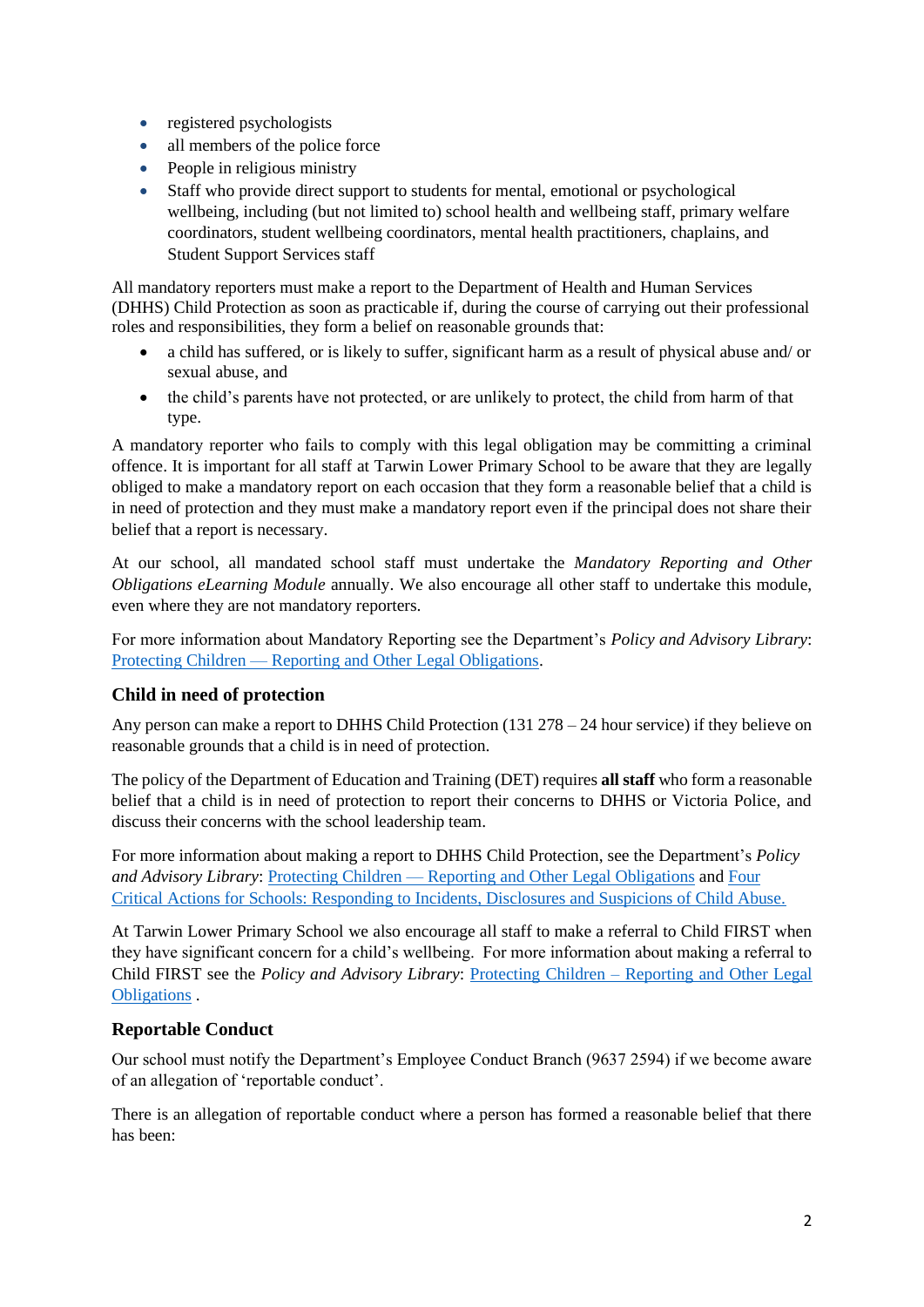- registered psychologists
- all members of the police force
- People in religious ministry
- Staff who provide direct support to students for mental, emotional or psychological wellbeing, including (but not limited to) school health and wellbeing staff, primary welfare coordinators, student wellbeing coordinators, mental health practitioners, chaplains, and Student Support Services staff

All mandatory reporters must make a report to the Department of Health and Human Services (DHHS) Child Protection as soon as practicable if, during the course of carrying out their professional roles and responsibilities, they form a belief on reasonable grounds that:

- a child has suffered, or is likely to suffer, significant harm as a result of physical abuse and/ or sexual abuse, and
- the child's parents have not protected, or are unlikely to protect, the child from harm of that type.

A mandatory reporter who fails to comply with this legal obligation may be committing a criminal offence. It is important for all staff at Tarwin Lower Primary School to be aware that they are legally obliged to make a mandatory report on each occasion that they form a reasonable belief that a child is in need of protection and they must make a mandatory report even if the principal does not share their belief that a report is necessary.

At our school, all mandated school staff must undertake the *Mandatory Reporting and Other Obligations eLearning Module* annually. We also encourage all other staff to undertake this module, even where they are not mandatory reporters.

For more information about Mandatory Reporting see the Department's *Policy and Advisory Library*: [Protecting Children — Reporting and Other Legal Obligations](#).

### Child in need of protection

Any person can make a report to DHHS Child Protection (131 278 – 24 hour service) if they believe on reasonable grounds that a child is in need of protection.

The policy of the Department of Education and Training (DET) requires **all staff** who form a reasonable belief that a child is in need of protection to report their concerns to DHHS or Victoria Police, and discuss their concerns with the school leadership team.

For more information about making a report to DHHS Child Protection, see the Department's *Policy and Advisory Library*: [Protecting Children — Reporting and Other Legal Obligations](#) and [Four Critical Actions for Schools: Responding to Incidents, Disclosures and Suspicions of Child Abuse.](#)

At Tarwin Lower Primary School we also encourage all staff to make a referral to Child FIRST when they have significant concern for a child's wellbeing. For more information about making a referral to Child FIRST see the *Policy and Advisory Library*: [Protecting Children – Reporting and Other Legal Obligations](#) .

### Reportable Conduct

Our school must notify the Department's Employee Conduct Branch (9637 2594) if we become aware of an allegation of 'reportable conduct'.

There is an allegation of reportable conduct where a person has formed a reasonable belief that there has been: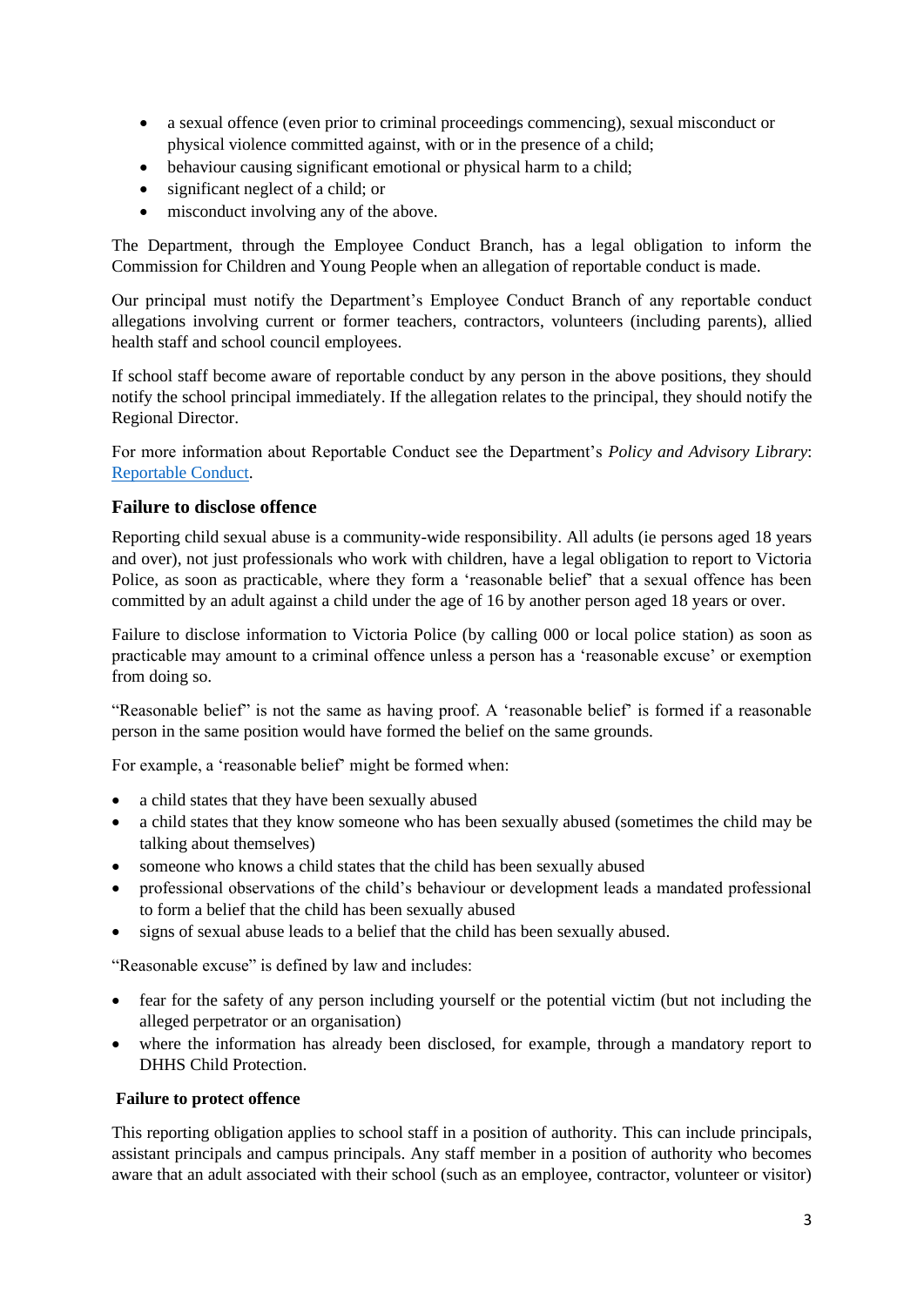- a sexual offence (even prior to criminal proceedings commencing), sexual misconduct or physical violence committed against, with or in the presence of a child;
- behaviour causing significant emotional or physical harm to a child;
- significant neglect of a child; or
- misconduct involving any of the above.

The Department, through the Employee Conduct Branch, has a legal obligation to inform the Commission for Children and Young People when an allegation of reportable conduct is made.

Our principal must notify the Department's Employee Conduct Branch of any reportable conduct allegations involving current or former teachers, contractors, volunteers (including parents), allied health staff and school council employees.

If school staff become aware of reportable conduct by any person in the above positions, they should notify the school principal immediately. If the allegation relates to the principal, they should notify the Regional Director.

For more information about Reportable Conduct see the Department's *Policy and Advisory Library*: [Reportable Conduct](Reportable Conduct).

### Failure to disclose offence

Reporting child sexual abuse is a community-wide responsibility. All adults (ie persons aged 18 years and over), not just professionals who work with children, have a legal obligation to report to Victoria Police, as soon as practicable, where they form a 'reasonable belief' that a sexual offence has been committed by an adult against a child under the age of 16 by another person aged 18 years or over.

Failure to disclose information to Victoria Police (by calling 000 or local police station) as soon as practicable may amount to a criminal offence unless a person has a 'reasonable excuse' or exemption from doing so.

"Reasonable belief" is not the same as having proof. A 'reasonable belief' is formed if a reasonable person in the same position would have formed the belief on the same grounds.

For example, a 'reasonable belief' might be formed when:

- a child states that they have been sexually abused
- a child states that they know someone who has been sexually abused (sometimes the child may be talking about themselves)
- someone who knows a child states that the child has been sexually abused
- professional observations of the child's behaviour or development leads a mandated professional to form a belief that the child has been sexually abused
- signs of sexual abuse leads to a belief that the child has been sexually abused.

"Reasonable excuse" is defined by law and includes:

- fear for the safety of any person including yourself or the potential victim (but not including the alleged perpetrator or an organisation)
- where the information has already been disclosed, for example, through a mandatory report to DHHS Child Protection.

#### Failure to protect offence

This reporting obligation applies to school staff in a position of authority. This can include principals, assistant principals and campus principals. Any staff member in a position of authority who becomes aware that an adult associated with their school (such as an employee, contractor, volunteer or visitor)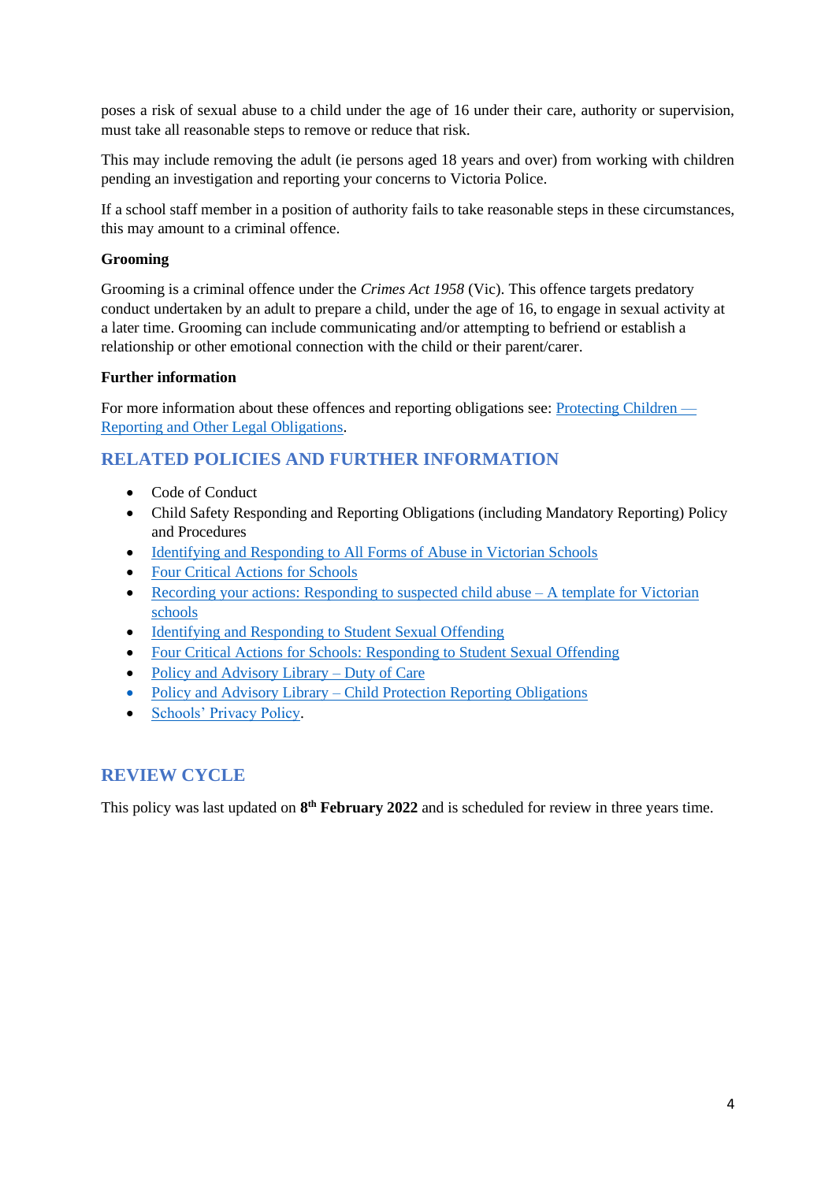poses a risk of sexual abuse to a child under the age of 16 under their care, authority or supervision, must take all reasonable steps to remove or reduce that risk.

This may include removing the adult (ie persons aged 18 years and over) from working with children pending an investigation and reporting your concerns to Victoria Police.

If a school staff member in a position of authority fails to take reasonable steps in these circumstances, this may amount to a criminal offence.

**Grooming**

Grooming is a criminal offence under the *Crimes Act 1958* (Vic). This offence targets predatory conduct undertaken by an adult to prepare a child, under the age of 16, to engage in sexual activity at a later time. Grooming can include communicating and/or attempting to befriend or establish a relationship or other emotional connection with the child or their parent/carer.

**Further information**

For more information about these offences and reporting obligations see: Protecting Children — Reporting and Other Legal Obligations.

## RELATED POLICIES AND FURTHER INFORMATION

- Code of Conduct
- Child Safety Responding and Reporting Obligations (including Mandatory Reporting) Policy and Procedures
- Identifying and Responding to All Forms of Abuse in Victorian Schools
- Four Critical Actions for Schools
- Recording your actions: Responding to suspected child abuse – A template for Victorian schools
- Identifying and Responding to Student Sexual Offending
- Four Critical Actions for Schools: Responding to Student Sexual Offending
- Policy and Advisory Library – Duty of Care
- Policy and Advisory Library – Child Protection Reporting Obligations
- Schools' Privacy Policy.

## REVIEW CYCLE

This policy was last updated on **8th February 2022** and is scheduled for review in three years time.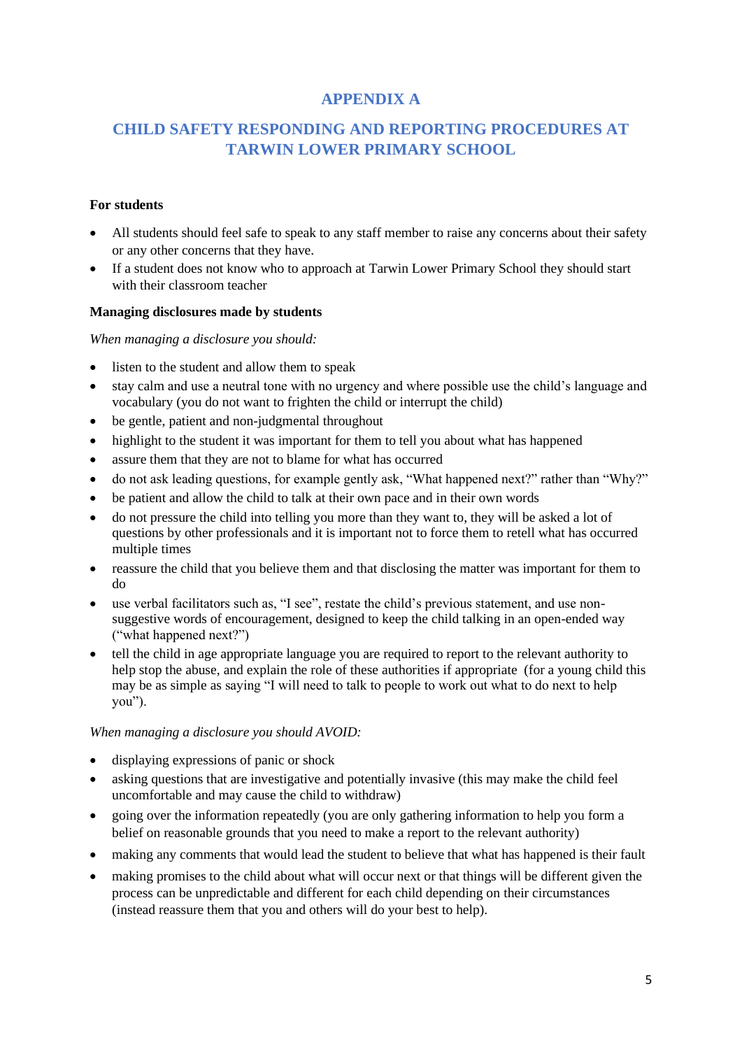# APPENDIX A

## CHILD SAFETY RESPONDING AND REPORTING PROCEDURES AT TARWIN LOWER PRIMARY SCHOOL

**For students**

- All students should feel safe to speak to any staff member to raise any concerns about their safety or any other concerns that they have.
- If a student does not know who to approach at Tarwin Lower Primary School they should start with their classroom teacher

**Managing disclosures made by students**

*When managing a disclosure you should:*

- listen to the student and allow them to speak
- stay calm and use a neutral tone with no urgency and where possible use the child's language and vocabulary (you do not want to frighten the child or interrupt the child)
- be gentle, patient and non-judgmental throughout
- highlight to the student it was important for them to tell you about what has happened
- assure them that they are not to blame for what has occurred
- do not ask leading questions, for example gently ask, "What happened next?" rather than "Why?"
- be patient and allow the child to talk at their own pace and in their own words
- do not pressure the child into telling you more than they want to, they will be asked a lot of questions by other professionals and it is important not to force them to retell what has occurred multiple times
- reassure the child that you believe them and that disclosing the matter was important for them to do
- use verbal facilitators such as, "I see", restate the child's previous statement, and use non-suggestive words of encouragement, designed to keep the child talking in an open-ended way ("what happened next?")
- tell the child in age appropriate language you are required to report to the relevant authority to help stop the abuse, and explain the role of these authorities if appropriate (for a young child this may be as simple as saying "I will need to talk to people to work out what to do next to help you").

*When managing a disclosure you should AVOID:*

- displaying expressions of panic or shock
- asking questions that are investigative and potentially invasive (this may make the child feel uncomfortable and may cause the child to withdraw)
- going over the information repeatedly (you are only gathering information to help you form a belief on reasonable grounds that you need to make a report to the relevant authority)
- making any comments that would lead the student to believe that what has happened is their fault
- making promises to the child about what will occur next or that things will be different given the process can be unpredictable and different for each child depending on their circumstances (instead reassure them that you and others will do your best to help).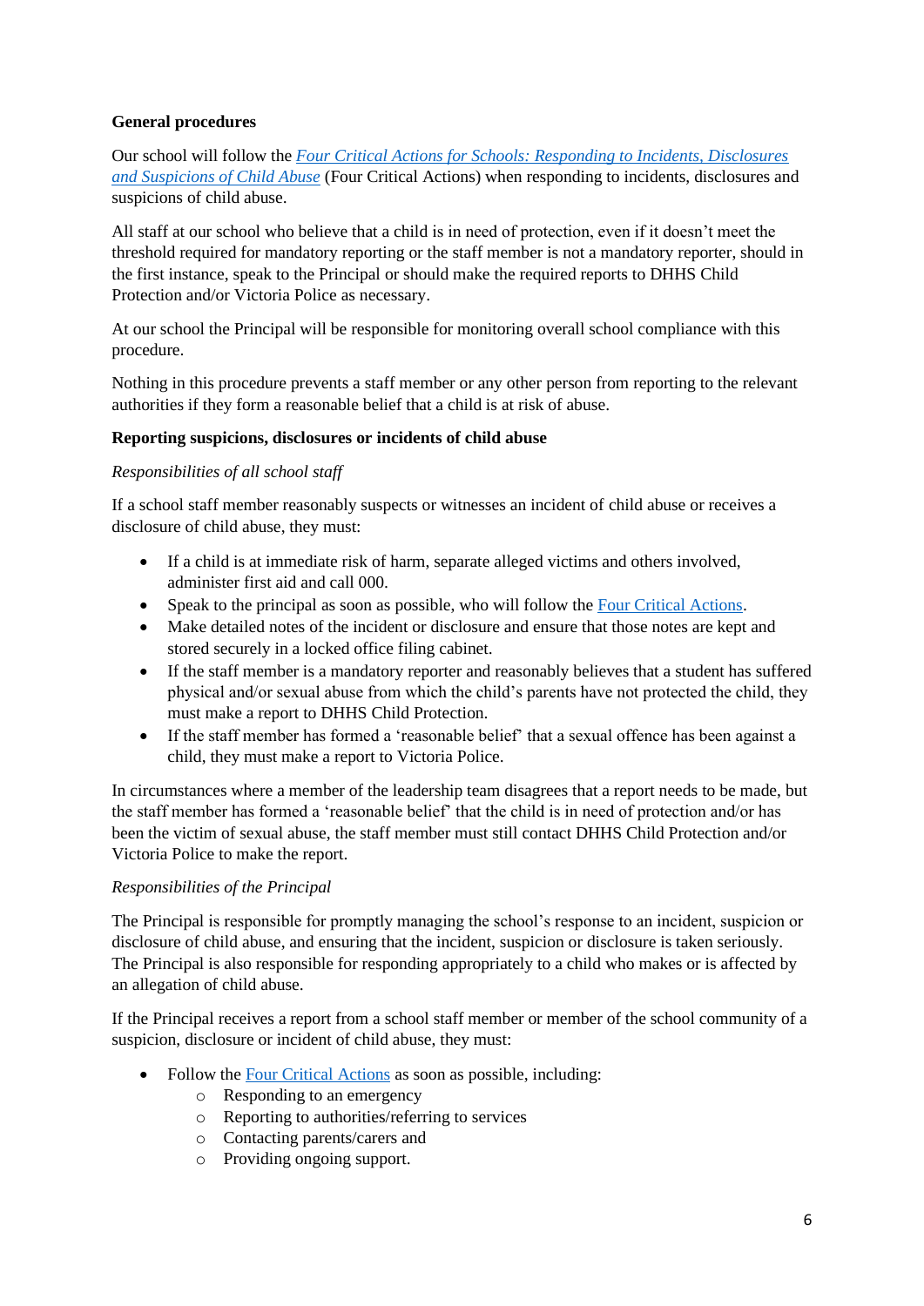**General procedures**

Our school will follow the *Four Critical Actions for Schools: Responding to Incidents, Disclosures and Suspicions of Child Abuse* (Four Critical Actions) when responding to incidents, disclosures and suspicions of child abuse.

All staff at our school who believe that a child is in need of protection, even if it doesn't meet the threshold required for mandatory reporting or the staff member is not a mandatory reporter, should in the first instance, speak to the Principal or should make the required reports to DHHS Child Protection and/or Victoria Police as necessary.

At our school the Principal will be responsible for monitoring overall school compliance with this procedure.

Nothing in this procedure prevents a staff member or any other person from reporting to the relevant authorities if they form a reasonable belief that a child is at risk of abuse.

**Reporting suspicions, disclosures or incidents of child abuse**

*Responsibilities of all school staff*

If a school staff member reasonably suspects or witnesses an incident of child abuse or receives a disclosure of child abuse, they must:

- If a child is at immediate risk of harm, separate alleged victims and others involved, administer first aid and call 000.
- Speak to the principal as soon as possible, who will follow the Four Critical Actions.
- Make detailed notes of the incident or disclosure and ensure that those notes are kept and stored securely in a locked office filing cabinet.
- If the staff member is a mandatory reporter and reasonably believes that a student has suffered physical and/or sexual abuse from which the child's parents have not protected the child, they must make a report to DHHS Child Protection.
- If the staff member has formed a 'reasonable belief' that a sexual offence has been against a child, they must make a report to Victoria Police.

In circumstances where a member of the leadership team disagrees that a report needs to be made, but the staff member has formed a 'reasonable belief' that the child is in need of protection and/or has been the victim of sexual abuse, the staff member must still contact DHHS Child Protection and/or Victoria Police to make the report.

*Responsibilities of the Principal*

The Principal is responsible for promptly managing the school's response to an incident, suspicion or disclosure of child abuse, and ensuring that the incident, suspicion or disclosure is taken seriously. The Principal is also responsible for responding appropriately to a child who makes or is affected by an allegation of child abuse.

If the Principal receives a report from a school staff member or member of the school community of a suspicion, disclosure or incident of child abuse, they must:

- Follow the Four Critical Actions as soon as possible, including:
  - Responding to an emergency
  - Reporting to authorities/referring to services
  - Contacting parents/carers and
  - Providing ongoing support.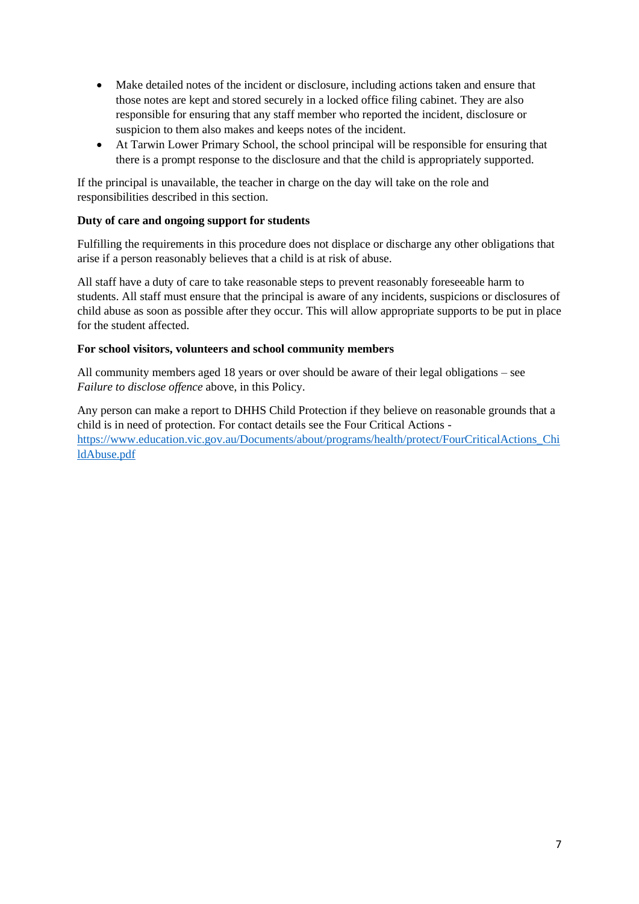- Make detailed notes of the incident or disclosure, including actions taken and ensure that those notes are kept and stored securely in a locked office filing cabinet. They are also responsible for ensuring that any staff member who reported the incident, disclosure or suspicion to them also makes and keeps notes of the incident.
- At Tarwin Lower Primary School, the school principal will be responsible for ensuring that there is a prompt response to the disclosure and that the child is appropriately supported.

If the principal is unavailable, the teacher in charge on the day will take on the role and responsibilities described in this section.

**Duty of care and ongoing support for students**

Fulfilling the requirements in this procedure does not displace or discharge any other obligations that arise if a person reasonably believes that a child is at risk of abuse.

All staff have a duty of care to take reasonable steps to prevent reasonably foreseeable harm to students. All staff must ensure that the principal is aware of any incidents, suspicions or disclosures of child abuse as soon as possible after they occur. This will allow appropriate supports to be put in place for the student affected.

**For school visitors, volunteers and school community members**

All community members aged 18 years or over should be aware of their legal obligations – see *Failure to disclose offence* above, in this Policy.

Any person can make a report to DHHS Child Protection if they believe on reasonable grounds that a child is in need of protection. For contact details see the Four Critical Actions - [https://www.education.vic.gov.au/Documents/about/programs/health/protect/FourCriticalActions_ChildAbuse.pdf](https://www.education.vic.gov.au/Documents/about/programs/health/protect/FourCriticalActions_ChildAbuse.pdf)